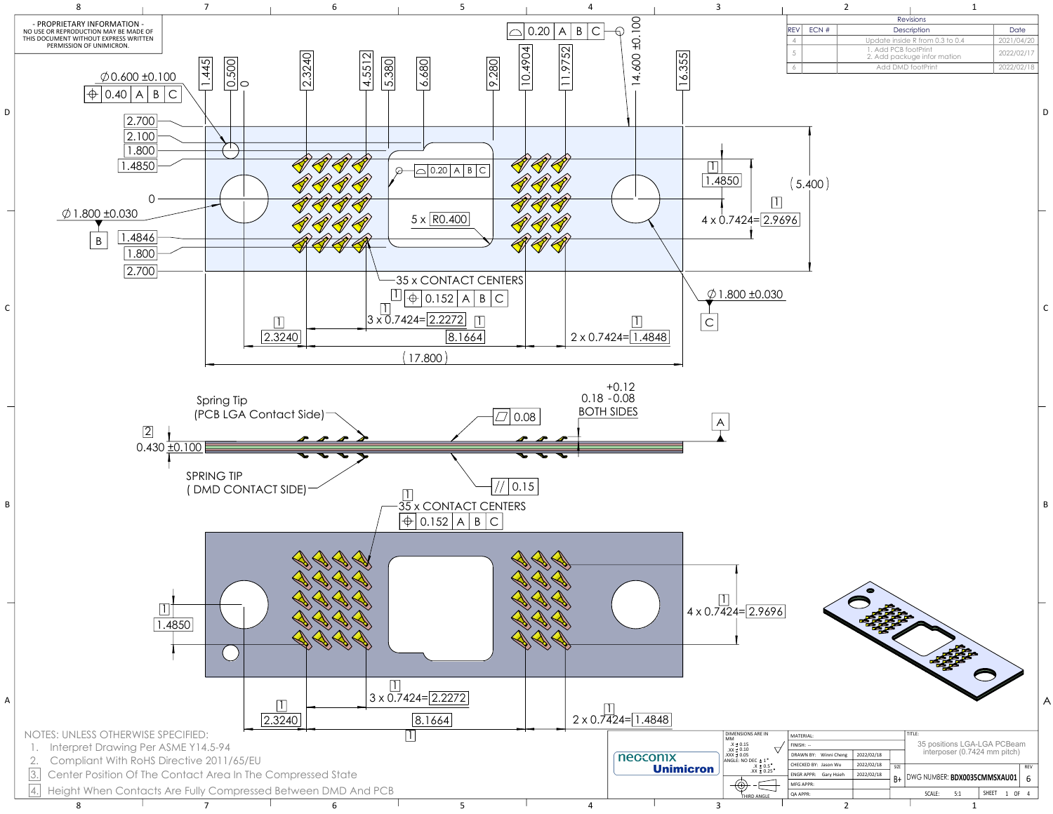- PROPRIETARY INFORMATION -
NO USE OR REPRODUCTION MAY BE MADE OF THIS DOCUMENT WITHOUT EXPRESS WRITTEN PERMISSION OF UNIMICRON.

| REV | ECN # | Description | Date |
|---|---|---|---|
| 4 | | Update inside R from 0.3 to 0.4 | 2021/04/20 |
| 5 | | 1. Add PCB footPrint 2. Add package infor mation | 2022/02/17 |
| 6 | | Add DMD footPrint | 2022/02/18 |

Ø0.600 ±0.100
⊕ 0.40 | A | B | C

1.445 0.500 0 2.3240 4.5512 5.380 6.680 9.280 10.4904 11.9752 14.600 ±0.100 16.355

⌓ 0.20 | A | B | C

2.700 2.100 1.800 1.4850 0 1.4846 1.800 2.700

Ø1.800 ±0.030 B

5 x R0.400

1.4850 4 x 0.7424=2.9696 (5.400)

35 x CONTACT CENTERS
⊕ 0.152 | A | B | C

3 x 0.7424=2.2272
2.3240 8.1664 2 x 0.7424=1.4848
(17.800)

Ø1.800 ±0.030 C

Spring Tip (PCB LGA Contact Side)

0.430 ±0.100

⏥ 0.08

0.18 +0.12/−0.08 BOTH SIDES

A

SPRING TIP ( DMD CONTACT SIDE)

// 0.15

35 x CONTACT CENTERS
⊕ 0.152 | A | B | C

1.4850 4 x 0.7424=2.9696

3 x 0.7424=2.2272
2.3240 8.1664 2 x 0.7424=1.4848

NOTES: UNLESS OTHERWISE SPECIFIED:
1. Interpret Drawing Per ASME Y14.5-94
2. Compliant With RoHS Directive 2011/65/EU
3. Center Position Of The Contact Area In The Compressed State
4. Height When Contacts Are Fully Compressed Between DMD And PCB

neoconix Unimicron

DIMENSIONS ARE IN MM
.X ± 0.15
.XX ± 0.10
.XXX ± 0.05
ANGLE: NO DEC ± 1°
.X ± 0.5°
.XX ± 0.25°
THIRD ANGLE

| | | |
|---|---|---|
| MATERIAL: | | |
| FINISH: -- | | |
| DRAWN BY: | Winni Cheng | 2022/02/18 |
| CHECKED BY: | Jason Wu | 2022/02/18 |
| ENGR APPR: | Gary Hsieh | 2022/02/18 |
| MFG APPR: | | |
| QA APPR: | | |

TITLE: 35 positions LGA-LGA PCBeam interposer (0.7424 mm pitch)

SIZE: B+ DWG NUMBER: BDX0035CMMSXAU01 REV: 6

SCALE: 5:1 SHEET 1 OF 4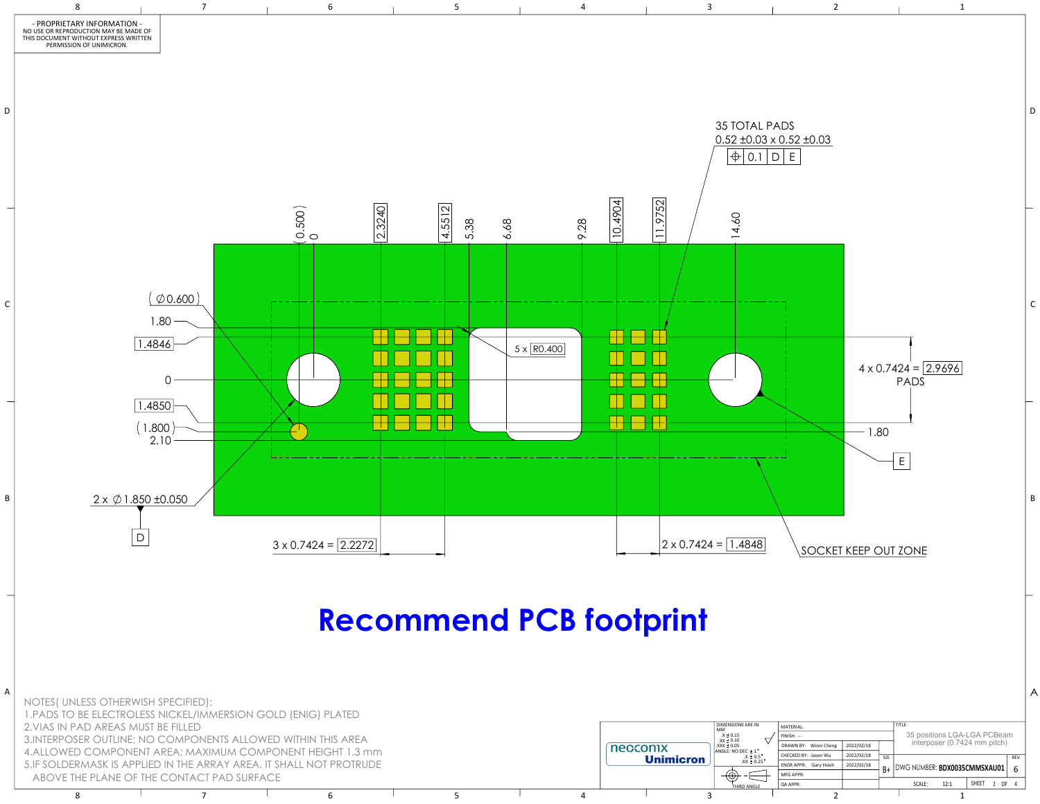- PROPRIETARY INFORMATION -
NO USE OR REPRODUCTION MAY BE MADE OF THIS DOCUMENT WITHOUT EXPRESS WRITTEN PERMISSION OF UNIMICRON.

35 TOTAL PADS
0.52 ±0.03 x 0.52 ±0.03
⌖ 0.1 | D | E

(0.500) 0 | 2.3240 | 4.5512 | 5.38 | 6.68 | 9.28 | 10.4904 | 11.9752 | 14.60

(∅0.600)

1.80

1.4846

0

1.4850

(1.800)

2.10

5 x R0.400

4 x 0.7424 = 2.9696 PADS

1.80

E

2 x ∅1.850 ±0.050

D

3 x 0.7424 = 2.2272

2 x 0.7424 = 1.4848

SOCKET KEEP OUT ZONE

# Recommend PCB footprint

NOTES( UNLESS OTHERWISH SPECIFIED):

1. PADS TO BE ELECTROLESS NICKEL/IMMERSION GOLD (ENIG) PLATED
2. VIAS IN PAD AREAS MUST BE FILLED
3. INTERPOSER OUTLINE; NO COMPONENTS ALLOWED WITHIN THIS AREA
4. ALLOWED COMPONENT AREA; MAXIMUM COMPONENT HEIGHT 1.3 mm
5. IF SOLDERMASK IS APPLIED IN THE ARRAY AREA. IT SHALL NOT PROTRUDE ABOVE THE PLANE OF THE CONTACT PAD SURFACE

neoconix Unimicron

DIMENSIONS ARE IN MM
.X ± 0.15
.XX ± 0.10
.XXX ± 0.05
ANGLE: NO DEC ± 1°
.X ± 0.5°
.XX ± 0.25°

THIRD ANGLE

| | | |
|---|---|---|
| MATERIAL: | | |
| FINISH: -- | | |
| DRAWN BY: | Winni Cheng | 2022/02/18 |
| CHECKED BY: | Jason Wu | 2022/02/18 |
| ENGR APPR: | Gary Hsieh | 2022/02/18 |
| MFG APPR: | | |
| QA APPR: | | |

TITLE: 35 positions LGA-LGA PCBeam interposer (0.7424 mm pitch)

SIZE: B+ | DWG NUMBER: BDX0035CMMSXAU01 | REV: 6

SCALE: 12:1 | SHEET 2 OF 4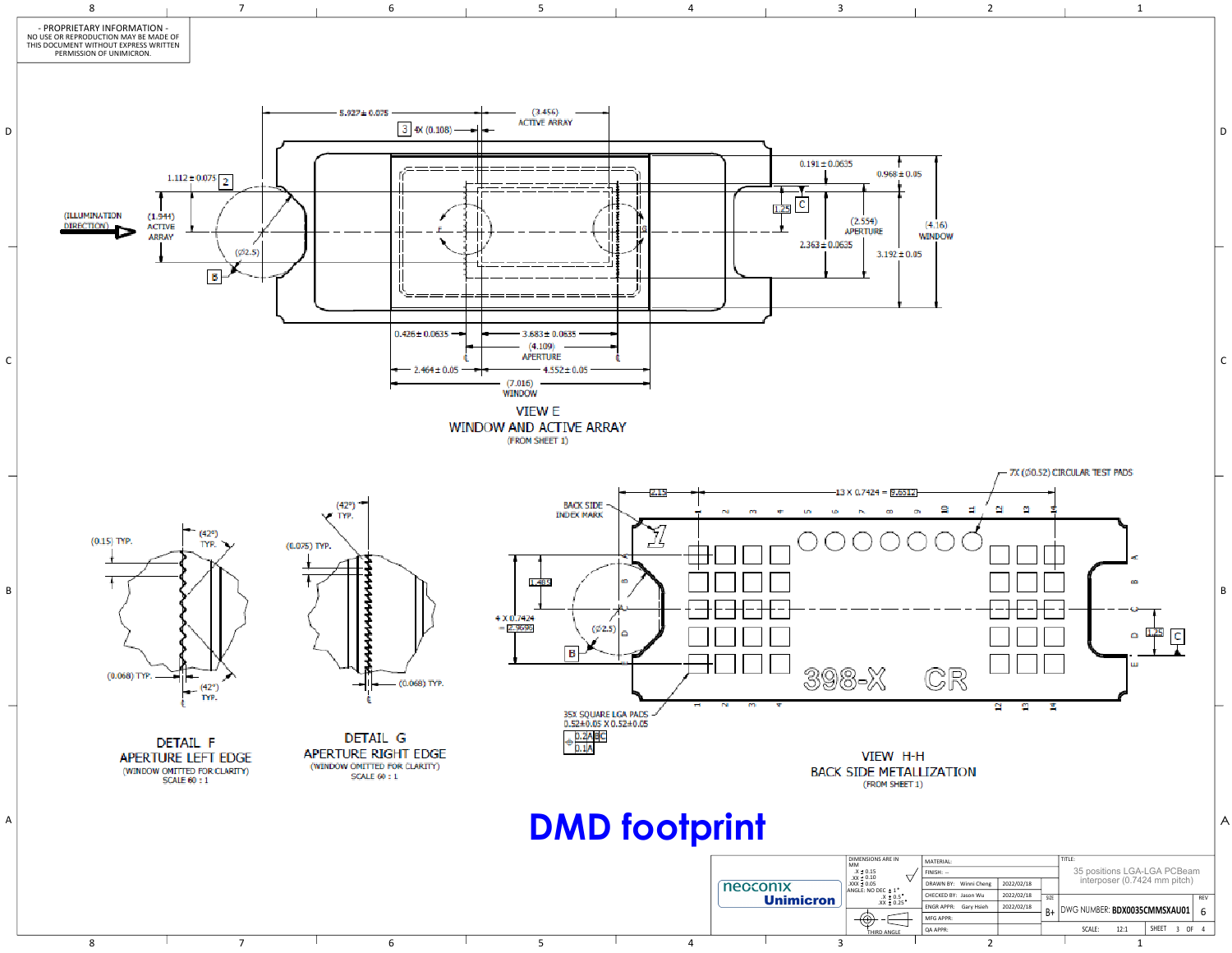- PROPRIETARY INFORMATION -
NO USE OR REPRODUCTION MAY BE MADE OF THIS DOCUMENT WITHOUT EXPRESS WRITTEN PERMISSION OF UNIMICRON.

5.027 ± 0.075

(3.456) ACTIVE ARRAY

3 4X (0.108)

0.191 ± 0.0635

0.968 ± 0.05

1.112 ± 0.075 2

(ILLUMINATION DIRECTION)

(1.944) ACTIVE ARRAY

(⌀2.5)

B

1.25 C

(2.554) APERTURE

2.363 ± 0.0635

(4.16) WINDOW

3.192 ± 0.05

0.426 ± 0.0635

3.683 ± 0.0635

(4.109) APERTURE

2.464 ± 0.05

4.552 ± 0.05

(7.016) WINDOW

## VIEW E
## WINDOW AND ACTIVE ARRAY
(FROM SHEET 1)

(0.15) TYP.

(42°) TYP.

(0.068) TYP.

(42°) TYP.

## DETAIL F
## APERTURE LEFT EDGE
(WINDOW OMITTED FOR CLARITY)
SCALE 60 : 1

(42°) TYP.

(0.075) TYP.

(0.068) TYP.

## DETAIL G
## APERTURE RIGHT EDGE
(WINDOW OMITTED FOR CLARITY)
SCALE 60 : 1

2.15

13 X 0.7424 = 9.6512

7X (⌀0.52) CIRCULAR TEST PADS

BACK SIDE INDEX MARK

1.485

4 X 0.7424 = 2.9696

(⌀2.5)

B

1.25 C

398-X CR

35X SQUARE LGA PADS
0.52±0.05 X 0.52±0.05

⌖ 0.2 A B C
0.1 A

## VIEW H-H
## BACK SIDE METALLIZATION
(FROM SHEET 1)

# DMD footprint

| DIMENSIONS ARE IN MM<br>.X ± 0.15<br>.XX ± 0.10<br>.XXX ± 0.05<br>ANGLE: NO DEC ± 1°<br>.X ± 0.5°<br>.XX ± 0.25° | MATERIAL: | | TITLE: 35 positions LGA-LGA PCBeam interposer (0.7424 mm pitch) |
|---|---|---|---|
| | FINISH: -- | | |
| | DRAWN BY: Winni Cheng | 2022/02/18 | |
| | CHECKED BY: Jason Wu | 2022/02/18 | SIZE B+ DWG NUMBER: BDX0035CMMSXAU01 REV 6 |
| | ENGR APPR: Gary Hsieh | 2022/02/18 | |
| THIRD ANGLE | MFG APPR: | | |
| | QA APPR: | | SCALE: 12:1 SHEET 3 OF 4 |

neoconix Unimicron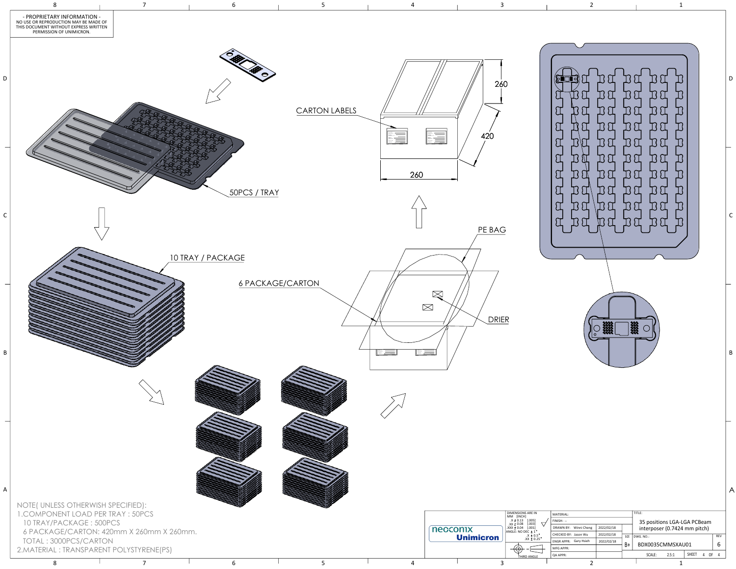- PROPRIETARY INFORMATION -
NO USE OR REPRODUCTION MAY BE MADE OF THIS DOCUMENT WITHOUT EXPRESS WRITTEN PERMISSION OF UNIMICRON.

50PCS / TRAY

10 TRAY / PACKAGE

6 PACKAGE/CARTON

CARTON LABELS

260

420

260

PE BAG

DRIER

NOTE( UNLESS OTHERWISH SPECIFIED):

1.COMPONENT LOAD PER TRAY : 50PCS
   10 TRAY/PACKAGE : 500PCS
   6 PACKAGE/CARTON: 420mm X 260mm X 260mm.
   TOTAL : 3000PCS/CARTON
2.MATERIAL : TRANSPARENT POLYSTYRENE(PS)

| | | | |
|---|---|---|---|
| neoconix Unimicron | DIMENSIONS ARE IN MM [INCH] .X ± 0.13 [.005] .XX ± 0.08 [.003] .XXX ± 0.04 [.001] ANGLE: NO DEC ± 1° .X ± 0.5° .XX ± 0.25° THIRD ANGLE | MATERIAL: | TITLE: 35 positions LGA-LGA PCBeam interposer (0.7424 mm pitch) |
| | | FINISH: -- | |
| | | DRAWN BY: Winni Cheng 2022/02/18 | SIZE B+ |
| | | CHECKED BY: Jason Wu 2022/02/18 | DWG. NO.: BDX0035CMMSXAU01 |
| | | ENGR APPR: Gary Hsieh 2022/02/18 | REV 6 |
| | | MFG APPR: | SCALE: 2.5:1 |
| | | QA APPR: | SHEET 4 OF 4 |